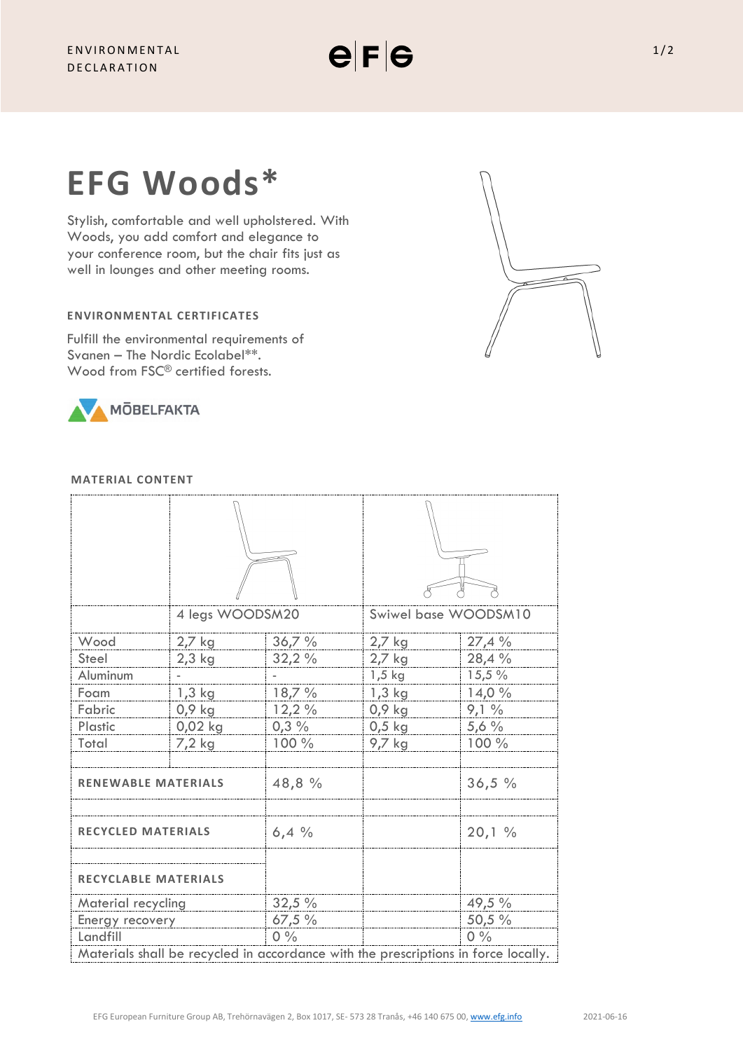ENVIRONMENTAL DECLARATION

# EFG Woods*

Stylish, comfortable and well upholstered. With Woods, you add comfort and elegance to your conference room, but the chair fits just as well in lounges and other meeting rooms.

### ENVIRONMENTAL CERTIFICATES

Fulfill the environmental requirements of Svanen – The Nordic Ecolabel**.
Wood from FSC® certified forests.

MÖBELFAKTA

### MATERIAL CONTENT

| | 4 legs WOODSM20 | | Swiwel base WOODSM10 | |
|---|---|---|---|---|
| Wood | 2,7 kg | 36,7 % | 2,7 kg | 27,4 % |
| Steel | 2,3 kg | 32,2 % | 2,7 kg | 28,4 % |
| Aluminum | - | - | 1,5 kg | 15,5 % |
| Foam | 1,3 kg | 18,7 % | 1,3 kg | 14,0 % |
| Fabric | 0,9 kg | 12,2 % | 0,9 kg | 9,1 % |
| Plastic | 0,02 kg | 0,3 % | 0,5 kg | 5,6 % |
| Total | 7,2 kg | 100 % | 9,7 kg | 100 % |
| | | | | |
| RENEWABLE MATERIALS | | 48,8 % | | 36,5 % |
| | | | | |
| RECYCLED MATERIALS | | 6,4 % | | 20,1 % |
| | | | | |
| RECYCLABLE MATERIALS | | | | |
| Material recycling | | 32,5 % | | 49,5 % |
| Energy recovery | | 67,5 % | | 50,5 % |
| Landfill | | 0 % | | 0 % |

Materials shall be recycled in accordance with the prescriptions in force locally.

EFG European Furniture Group AB, Trehörnavägen 2, Box 1017, SE- 573 28 Tranås, +46 140 675 00, www.efg.info 2021-06-16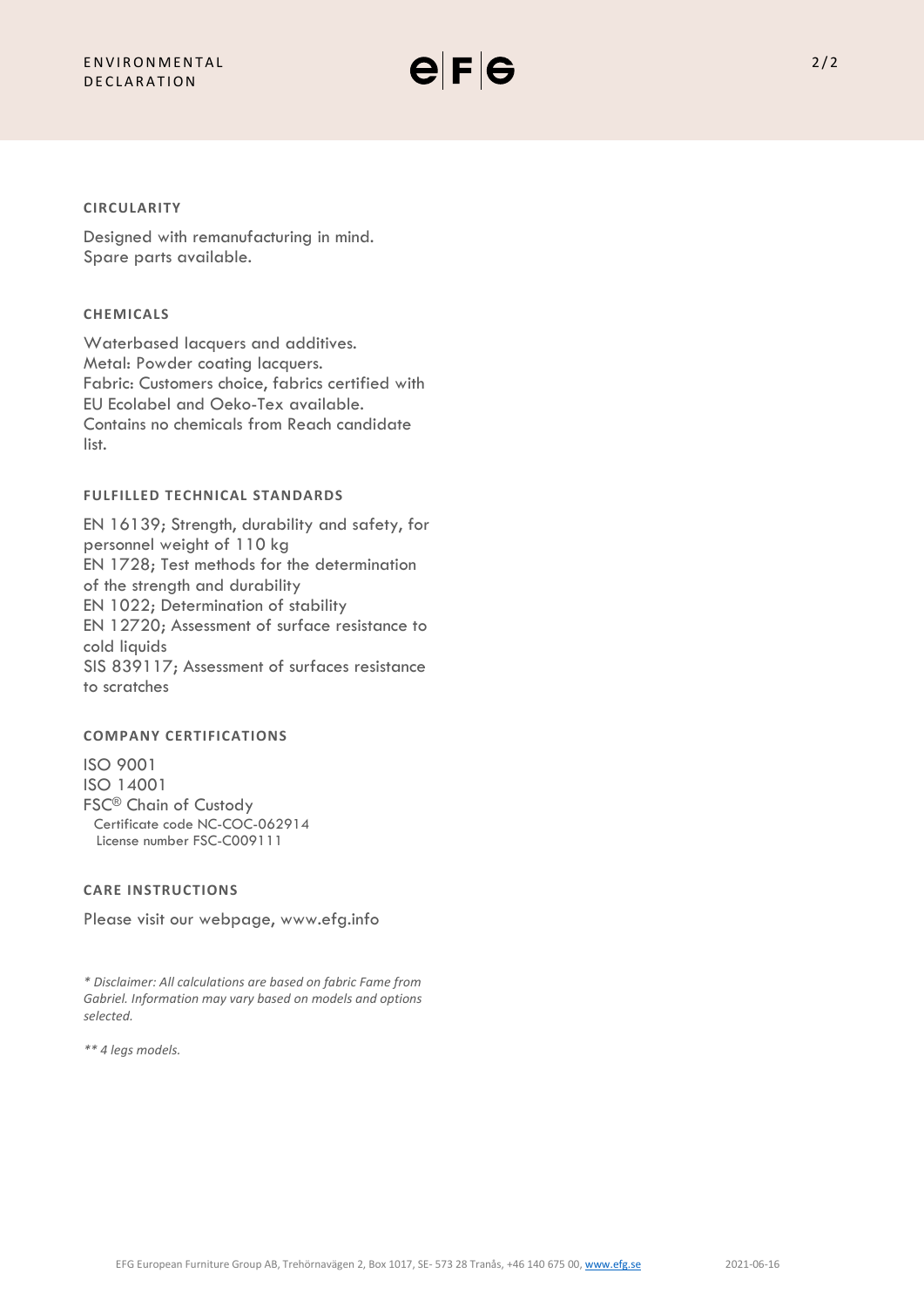### CIRCULARITY

Designed with remanufacturing in mind.
Spare parts available.

### CHEMICALS

Waterbased lacquers and additives.
Metal: Powder coating lacquers.
Fabric: Customers choice, fabrics certified with EU Ecolabel and Oeko-Tex available.
Contains no chemicals from Reach candidate list.

### FULFILLED TECHNICAL STANDARDS

EN 16139; Strength, durability and safety, for personnel weight of 110 kg
EN 1728; Test methods for the determination of the strength and durability
EN 1022; Determination of stability
EN 12720; Assessment of surface resistance to cold liquids
SIS 839117; Assessment of surfaces resistance to scratches

### COMPANY CERTIFICATIONS

ISO 9001
ISO 14001
FSC® Chain of Custody
Certificate code NC-COC-062914
License number FSC-C009111

### CARE INSTRUCTIONS

Please visit our webpage, www.efg.info

*\* Disclaimer: All calculations are based on fabric Fame from Gabriel. Information may vary based on models and options selected.*

*\*\* 4 legs models.*

EFG European Furniture Group AB, Trehörnavägen 2, Box 1017, SE- 573 28 Tranås, +46 140 675 00, www.efg.se

2021-06-16